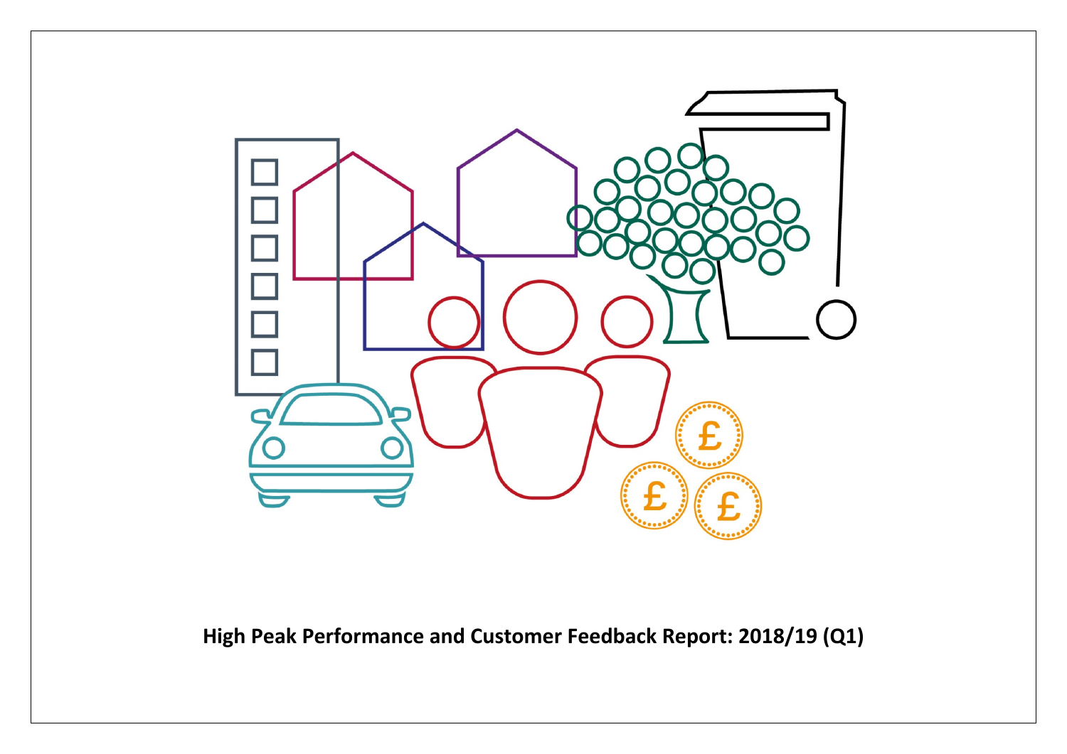# High Peak Performance and Customer Feedback Report: 2018/19 (Q1)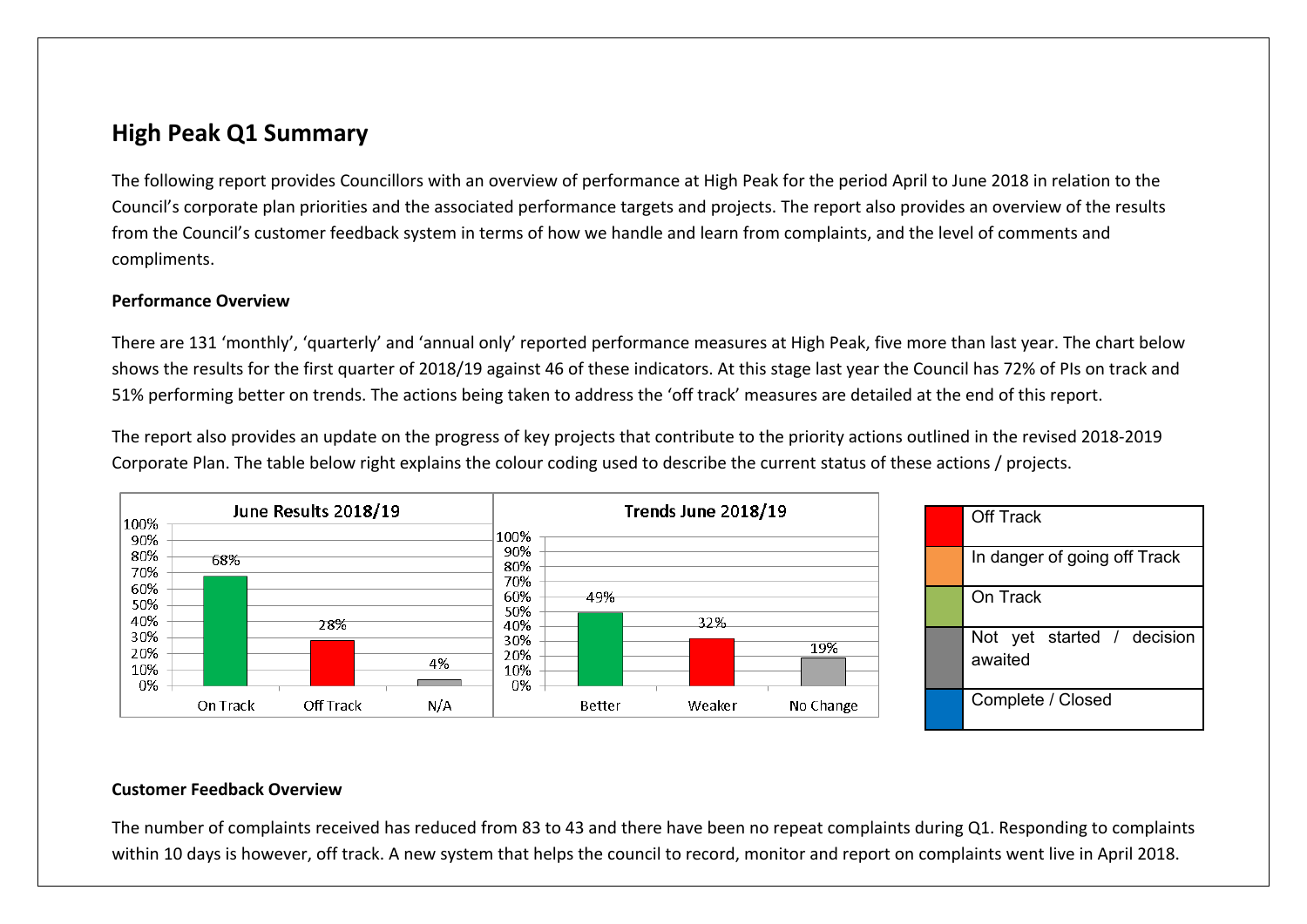## High Peak Q1 Summary

The following report provides Councillors with an overview of performance at High Peak for the period April to June 2018 in relation to the Council's corporate plan priorities and the associated performance targets and projects. The report also provides an overview of the results from the Council's customer feedback system in terms of how we handle and learn from complaints, and the level of comments and compliments.

**Performance Overview**

There are 131 'monthly', 'quarterly' and 'annual only' reported performance measures at High Peak, five more than last year. The chart below shows the results for the first quarter of 2018/19 against 46 of these indicators. At this stage last year the Council has 72% of PIs on track and 51% performing better on trends. The actions being taken to address the 'off track' measures are detailed at the end of this report.

The report also provides an update on the progress of key projects that contribute to the priority actions outlined in the revised 2018-2019 Corporate Plan. The table below right explains the colour coding used to describe the current status of these actions / projects.

**June Results 2018/19**

| On Track | Off Track | N/A |
|---|---|---|
| 68% | 28% | 4% |

**Trends June 2018/19**

| Better | Weaker | No Change |
|---|---|---|
| 49% | 32% | 19% |

| Colour | Status |
|---|---|
| Red | Off Track |
| Orange | In danger of going off Track |
| Green | On Track |
| Grey | Not yet started / decision awaited |
| Blue | Complete / Closed |

**Customer Feedback Overview**

The number of complaints received has reduced from 83 to 43 and there have been no repeat complaints during Q1. Responding to complaints within 10 days is however, off track. A new system that helps the council to record, monitor and report on complaints went live in April 2018.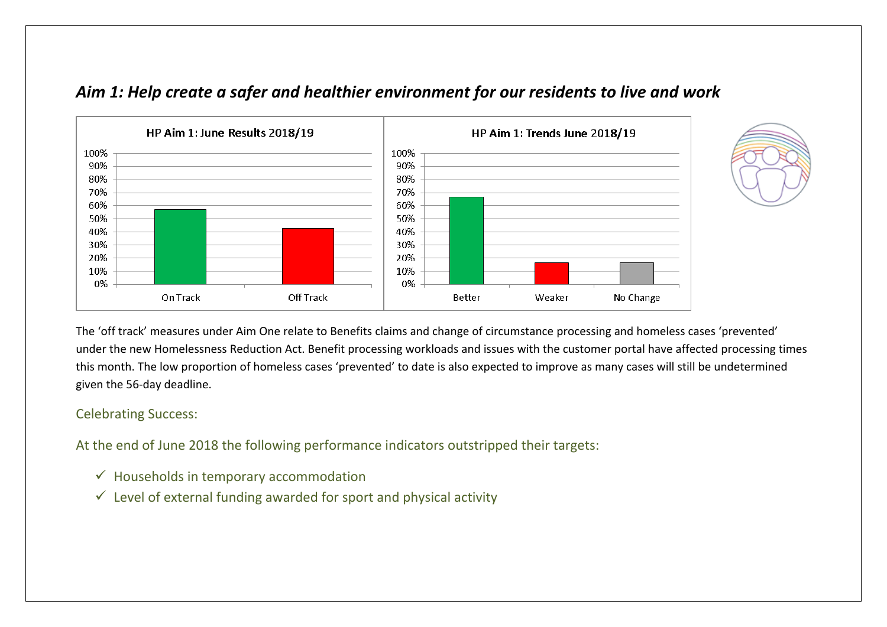## *Aim 1: Help create a safer and healthier environment for our residents to live and work*

The 'off track' measures under Aim One relate to Benefits claims and change of circumstance processing and homeless cases 'prevented' under the new Homelessness Reduction Act. Benefit processing workloads and issues with the customer portal have affected processing times this month. The low proportion of homeless cases 'prevented' to date is also expected to improve as many cases will still be undetermined given the 56-day deadline.

Celebrating Success:

At the end of June 2018 the following performance indicators outstripped their targets:

- ✓ Households in temporary accommodation
- ✓ Level of external funding awarded for sport and physical activity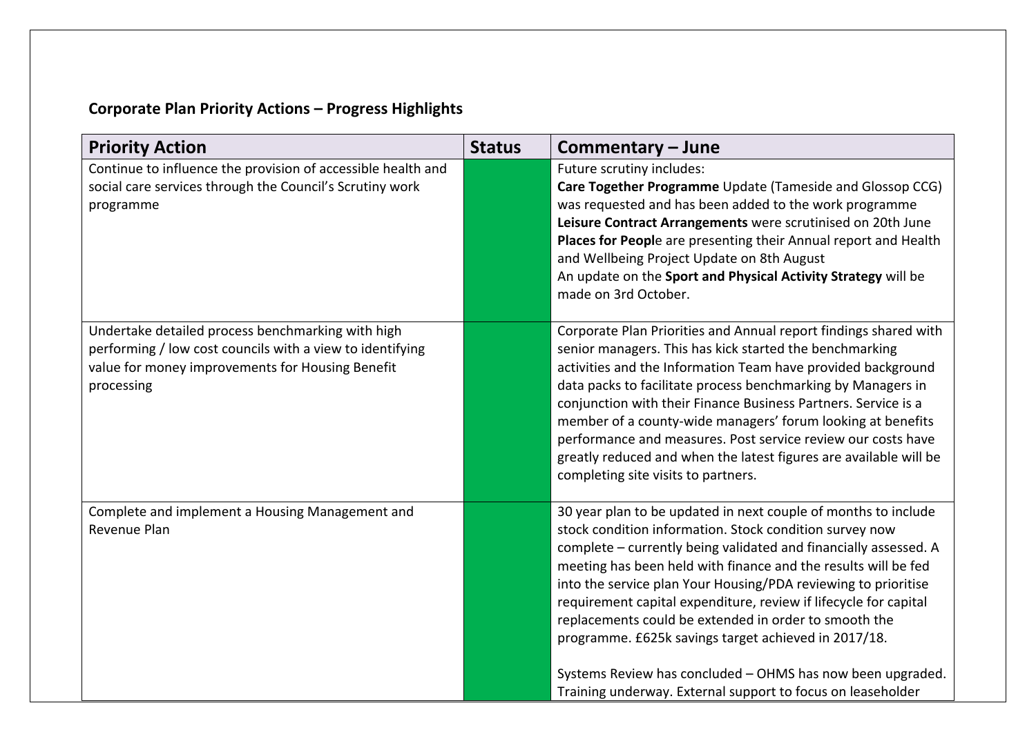**Corporate Plan Priority Actions – Progress Highlights**

| Priority Action | Status | Commentary – June |
|---|---|---|
| Continue to influence the provision of accessible health and social care services through the Council's Scrutiny work programme | | Future scrutiny includes:<br>**Care Together Programme** Update (Tameside and Glossop CCG) was requested and has been added to the work programme<br>**Leisure Contract Arrangements** were scrutinised on 20th June<br>**Places for Peopl**e are presenting their Annual report and Health and Wellbeing Project Update on 8th August<br>An update on the **Sport and Physical Activity Strategy** will be made on 3rd October. |
| Undertake detailed process benchmarking with high performing / low cost councils with a view to identifying value for money improvements for Housing Benefit processing | | Corporate Plan Priorities and Annual report findings shared with senior managers. This has kick started the benchmarking activities and the Information Team have provided background data packs to facilitate process benchmarking by Managers in conjunction with their Finance Business Partners. Service is a member of a county-wide managers' forum looking at benefits performance and measures. Post service review our costs have greatly reduced and when the latest figures are available will be completing site visits to partners. |
| Complete and implement a Housing Management and Revenue Plan | | 30 year plan to be updated in next couple of months to include stock condition information. Stock condition survey now complete – currently being validated and financially assessed. A meeting has been held with finance and the results will be fed into the service plan Your Housing/PDA reviewing to prioritise requirement capital expenditure, review if lifecycle for capital replacements could be extended in order to smooth the programme. £625k savings target achieved in 2017/18.<br><br>Systems Review has concluded – OHMS has now been upgraded. Training underway. External support to focus on leaseholder |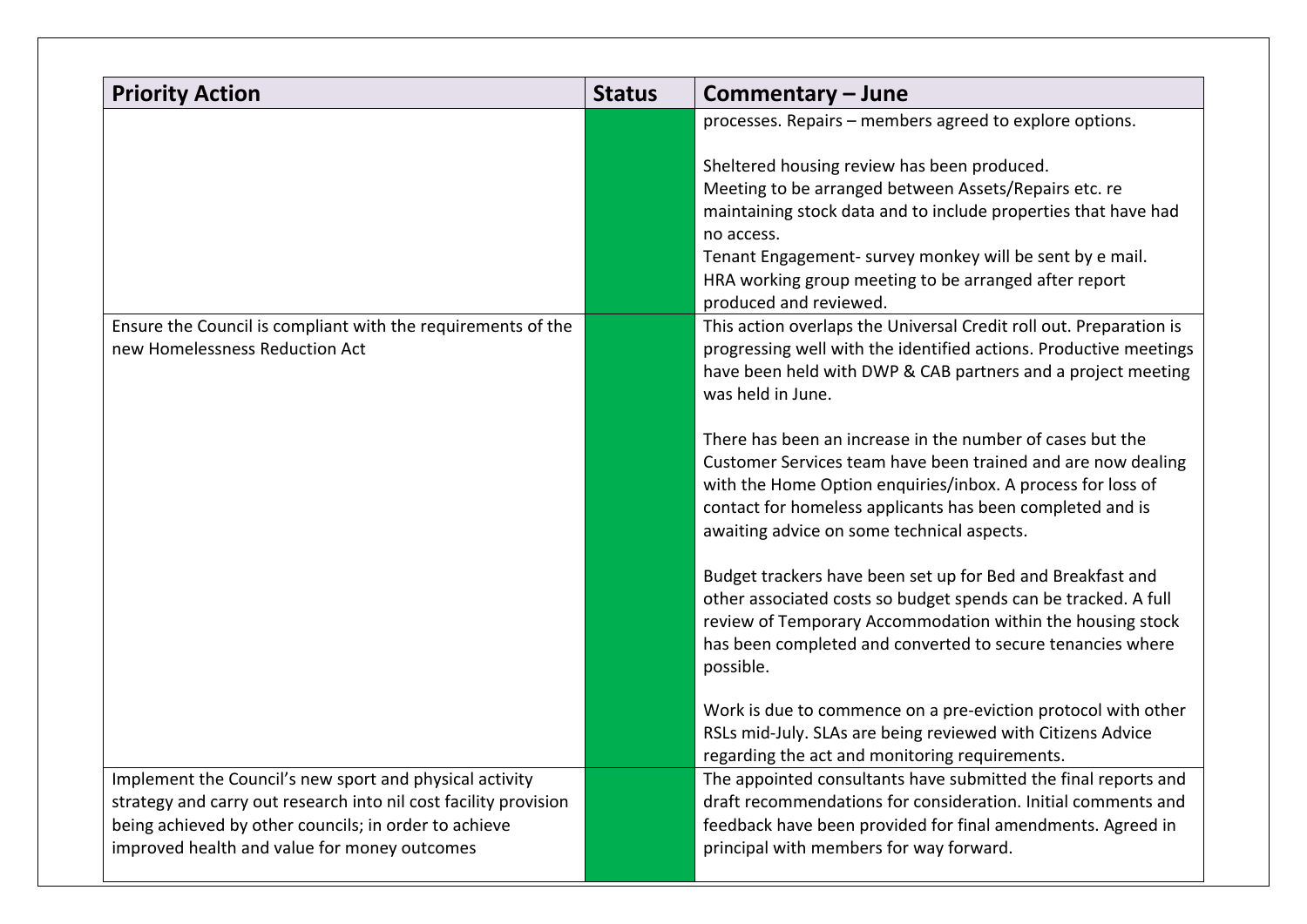| Priority Action | Status | Commentary – June |
|---|---|---|
| | | processes. Repairs – members agreed to explore options.<br><br>Sheltered housing review has been produced.<br>Meeting to be arranged between Assets/Repairs etc. re maintaining stock data and to include properties that have had no access.<br>Tenant Engagement- survey monkey will be sent by e mail.<br>HRA working group meeting to be arranged after report produced and reviewed. |
| Ensure the Council is compliant with the requirements of the new Homelessness Reduction Act | | This action overlaps the Universal Credit roll out. Preparation is progressing well with the identified actions. Productive meetings have been held with DWP & CAB partners and a project meeting was held in June.<br><br>There has been an increase in the number of cases but the Customer Services team have been trained and are now dealing with the Home Option enquiries/inbox. A process for loss of contact for homeless applicants has been completed and is awaiting advice on some technical aspects.<br><br>Budget trackers have been set up for Bed and Breakfast and other associated costs so budget spends can be tracked. A full review of Temporary Accommodation within the housing stock has been completed and converted to secure tenancies where possible.<br><br>Work is due to commence on a pre-eviction protocol with other RSLs mid-July. SLAs are being reviewed with Citizens Advice regarding the act and monitoring requirements. |
| Implement the Council's new sport and physical activity strategy and carry out research into nil cost facility provision being achieved by other councils; in order to achieve improved health and value for money outcomes | | The appointed consultants have submitted the final reports and draft recommendations for consideration. Initial comments and feedback have been provided for final amendments. Agreed in principal with members for way forward. |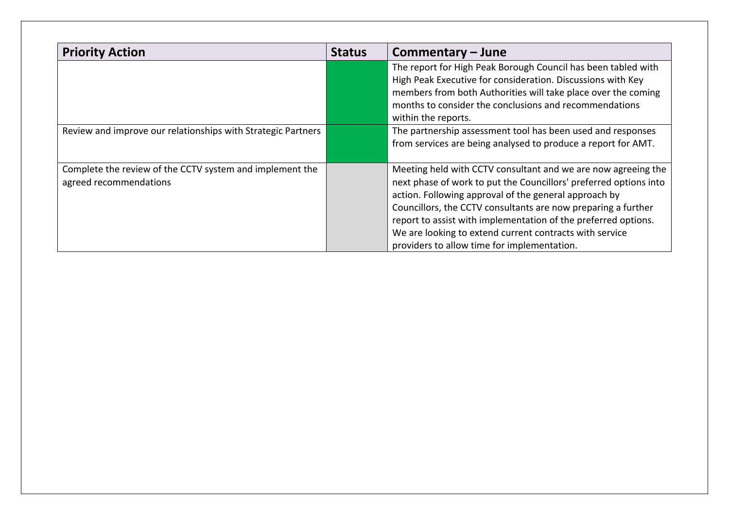| Priority Action | Status | Commentary – June |
|---|---|---|
| | | The report for High Peak Borough Council has been tabled with High Peak Executive for consideration. Discussions with Key members from both Authorities will take place over the coming months to consider the conclusions and recommendations within the reports. |
| Review and improve our relationships with Strategic Partners | | The partnership assessment tool has been used and responses from services are being analysed to produce a report for AMT. |
| Complete the review of the CCTV system and implement the agreed recommendations | | Meeting held with CCTV consultant and we are now agreeing the next phase of work to put the Councillors' preferred options into action. Following approval of the general approach by Councillors, the CCTV consultants are now preparing a further report to assist with implementation of the preferred options. We are looking to extend current contracts with service providers to allow time for implementation. |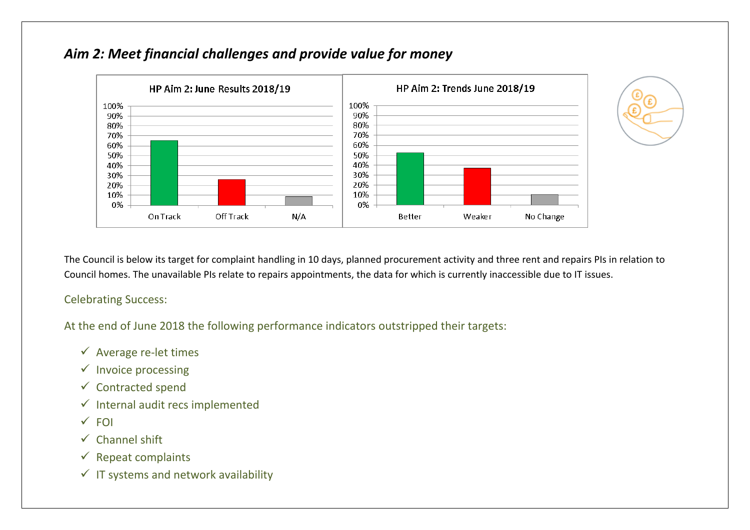## *Aim 2: Meet financial challenges and provide value for money*

The Council is below its target for complaint handling in 10 days, planned procurement activity and three rent and repairs PIs in relation to Council homes. The unavailable PIs relate to repairs appointments, the data for which is currently inaccessible due to IT issues.

### Celebrating Success:

At the end of June 2018 the following performance indicators outstripped their targets:

- ✓ Average re-let times
- ✓ Invoice processing
- ✓ Contracted spend
- ✓ Internal audit recs implemented
- ✓ FOI
- ✓ Channel shift
- ✓ Repeat complaints
- ✓ IT systems and network availability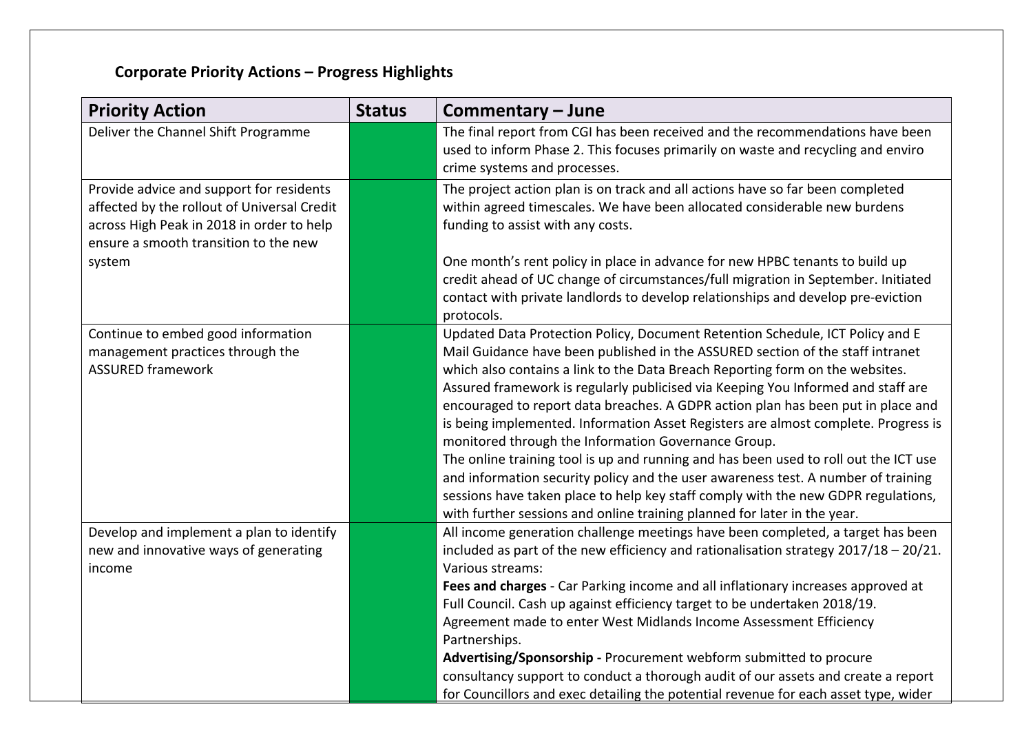### Corporate Priority Actions – Progress Highlights

| Priority Action | Status | Commentary – June |
|---|---|---|
| Deliver the Channel Shift Programme | | The final report from CGI has been received and the recommendations have been used to inform Phase 2. This focuses primarily on waste and recycling and enviro crime systems and processes. |
| Provide advice and support for residents affected by the rollout of Universal Credit across High Peak in 2018 in order to help ensure a smooth transition to the new system | | The project action plan is on track and all actions have so far been completed within agreed timescales. We have been allocated considerable new burdens funding to assist with any costs.<br><br>One month's rent policy in place in advance for new HPBC tenants to build up credit ahead of UC change of circumstances/full migration in September. Initiated contact with private landlords to develop relationships and develop pre-eviction protocols. |
| Continue to embed good information management practices through the ASSURED framework | | Updated Data Protection Policy, Document Retention Schedule, ICT Policy and E Mail Guidance have been published in the ASSURED section of the staff intranet which also contains a link to the Data Breach Reporting form on the websites. Assured framework is regularly publicised via Keeping You Informed and staff are encouraged to report data breaches. A GDPR action plan has been put in place and is being implemented. Information Asset Registers are almost complete. Progress is monitored through the Information Governance Group.<br>The online training tool is up and running and has been used to roll out the ICT use and information security policy and the user awareness test. A number of training sessions have taken place to help key staff comply with the new GDPR regulations, with further sessions and online training planned for later in the year. |
| Develop and implement a plan to identify new and innovative ways of generating income | | All income generation challenge meetings have been completed, a target has been included as part of the new efficiency and rationalisation strategy 2017/18 – 20/21. Various streams:<br>**Fees and charges** - Car Parking income and all inflationary increases approved at Full Council. Cash up against efficiency target to be undertaken 2018/19. Agreement made to enter West Midlands Income Assessment Efficiency Partnerships.<br>**Advertising/Sponsorship -** Procurement webform submitted to procure consultancy support to conduct a thorough audit of our assets and create a report for Councillors and exec detailing the potential revenue for each asset type, wider |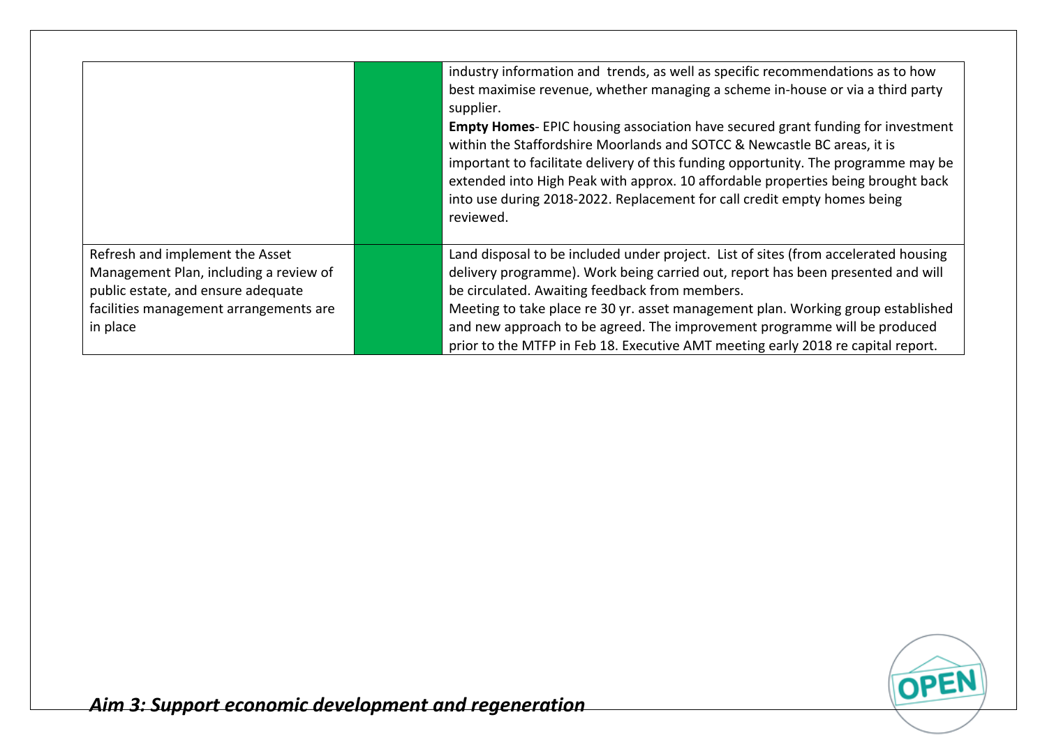| | | |
|---|---|---|
| | | industry information and trends, as well as specific recommendations as to how best maximise revenue, whether managing a scheme in-house or via a third party supplier.<br>**Empty Homes**- EPIC housing association have secured grant funding for investment within the Staffordshire Moorlands and SOTCC & Newcastle BC areas, it is important to facilitate delivery of this funding opportunity. The programme may be extended into High Peak with approx. 10 affordable properties being brought back into use during 2018-2022. Replacement for call credit empty homes being reviewed. |
| Refresh and implement the Asset Management Plan, including a review of public estate, and ensure adequate facilities management arrangements are in place | | Land disposal to be included under project. List of sites (from accelerated housing delivery programme). Work being carried out, report has been presented and will be circulated. Awaiting feedback from members.<br>Meeting to take place re 30 yr. asset management plan. Working group established and new approach to be agreed. The improvement programme will be produced prior to the MTFP in Feb 18. Executive AMT meeting early 2018 re capital report. |

## *Aim 3: Support economic development and regeneration*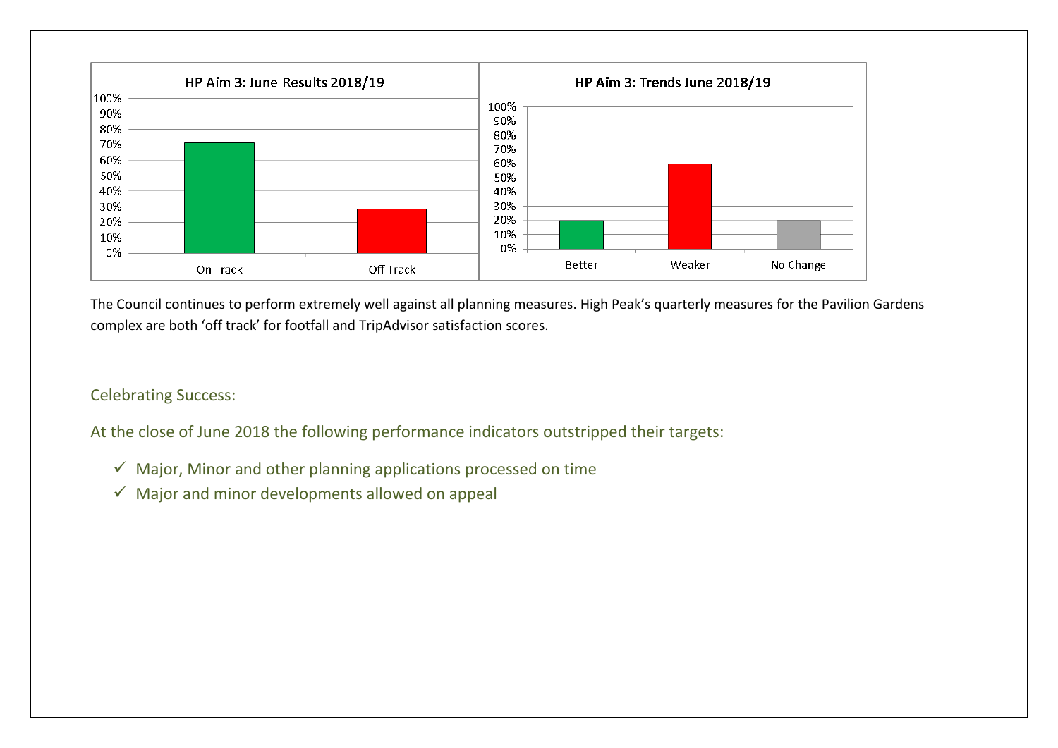**HP Aim 3: June Results 2018/19**

**HP Aim 3: Trends June 2018/19**

The Council continues to perform extremely well against all planning measures. High Peak's quarterly measures for the Pavilion Gardens complex are both 'off track' for footfall and TripAdvisor satisfaction scores.

## Celebrating Success:

At the close of June 2018 the following performance indicators outstripped their targets:

- ✓ Major, Minor and other planning applications processed on time
- ✓ Major and minor developments allowed on appeal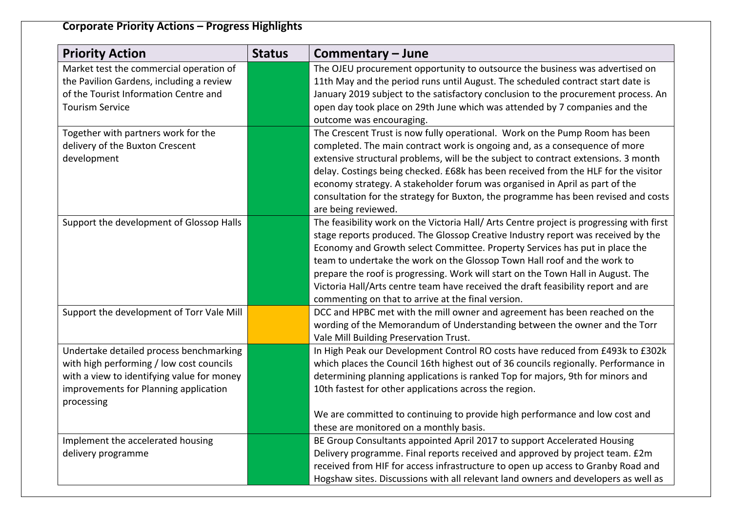**Corporate Priority Actions – Progress Highlights**

| Priority Action | Status | Commentary – June |
|---|---|---|
| Market test the commercial operation of the Pavilion Gardens, including a review of the Tourist Information Centre and Tourism Service | | The OJEU procurement opportunity to outsource the business was advertised on 11th May and the period runs until August. The scheduled contract start date is January 2019 subject to the satisfactory conclusion to the procurement process. An open day took place on 29th June which was attended by 7 companies and the outcome was encouraging. |
| Together with partners work for the delivery of the Buxton Crescent development | | The Crescent Trust is now fully operational. Work on the Pump Room has been completed. The main contract work is ongoing and, as a consequence of more extensive structural problems, will be the subject to contract extensions. 3 month delay. Costings being checked. £68k has been received from the HLF for the visitor economy strategy. A stakeholder forum was organised in April as part of the consultation for the strategy for Buxton, the programme has been revised and costs are being reviewed. |
| Support the development of Glossop Halls | | The feasibility work on the Victoria Hall/ Arts Centre project is progressing with first stage reports produced. The Glossop Creative Industry report was received by the Economy and Growth select Committee. Property Services has put in place the team to undertake the work on the Glossop Town Hall roof and the work to prepare the roof is progressing. Work will start on the Town Hall in August. The Victoria Hall/Arts centre team have received the draft feasibility report and are commenting on that to arrive at the final version. |
| Support the development of Torr Vale Mill | | DCC and HPBC met with the mill owner and agreement has been reached on the wording of the Memorandum of Understanding between the owner and the Torr Vale Mill Building Preservation Trust. |
| Undertake detailed process benchmarking with high performing / low cost councils with a view to identifying value for money improvements for Planning application processing | | In High Peak our Development Control RO costs have reduced from £493k to £302k which places the Council 16th highest out of 36 councils regionally. Performance in determining planning applications is ranked Top for majors, 9th for minors and 10th fastest for other applications across the region.<br><br>We are committed to continuing to provide high performance and low cost and these are monitored on a monthly basis. |
| Implement the accelerated housing delivery programme | | BE Group Consultants appointed April 2017 to support Accelerated Housing Delivery programme. Final reports received and approved by project team. £2m received from HIF for access infrastructure to open up access to Granby Road and Hogshaw sites. Discussions with all relevant land owners and developers as well as |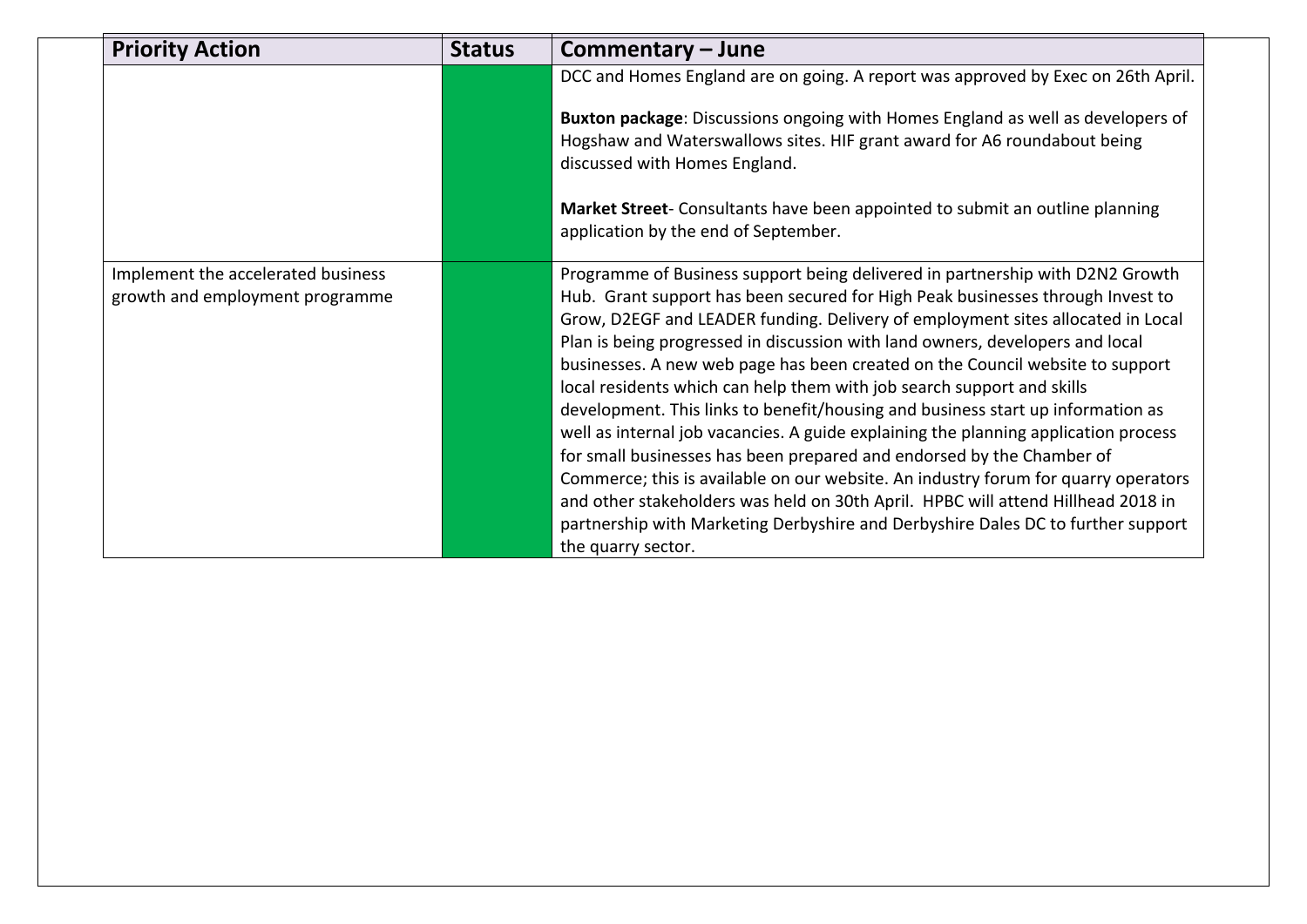| Priority Action | Status | Commentary – June |
|---|---|---|
| | | DCC and Homes England are on going. A report was approved by Exec on 26th April.<br><br>**Buxton package**: Discussions ongoing with Homes England as well as developers of Hogshaw and Waterswallows sites. HIF grant award for A6 roundabout being discussed with Homes England.<br><br>**Market Street**- Consultants have been appointed to submit an outline planning application by the end of September. |
| Implement the accelerated business growth and employment programme | | Programme of Business support being delivered in partnership with D2N2 Growth Hub. Grant support has been secured for High Peak businesses through Invest to Grow, D2EGF and LEADER funding. Delivery of employment sites allocated in Local Plan is being progressed in discussion with land owners, developers and local businesses. A new web page has been created on the Council website to support local residents which can help them with job search support and skills development. This links to benefit/housing and business start up information as well as internal job vacancies. A guide explaining the planning application process for small businesses has been prepared and endorsed by the Chamber of Commerce; this is available on our website. An industry forum for quarry operators and other stakeholders was held on 30th April. HPBC will attend Hillhead 2018 in partnership with Marketing Derbyshire and Derbyshire Dales DC to further support the quarry sector. |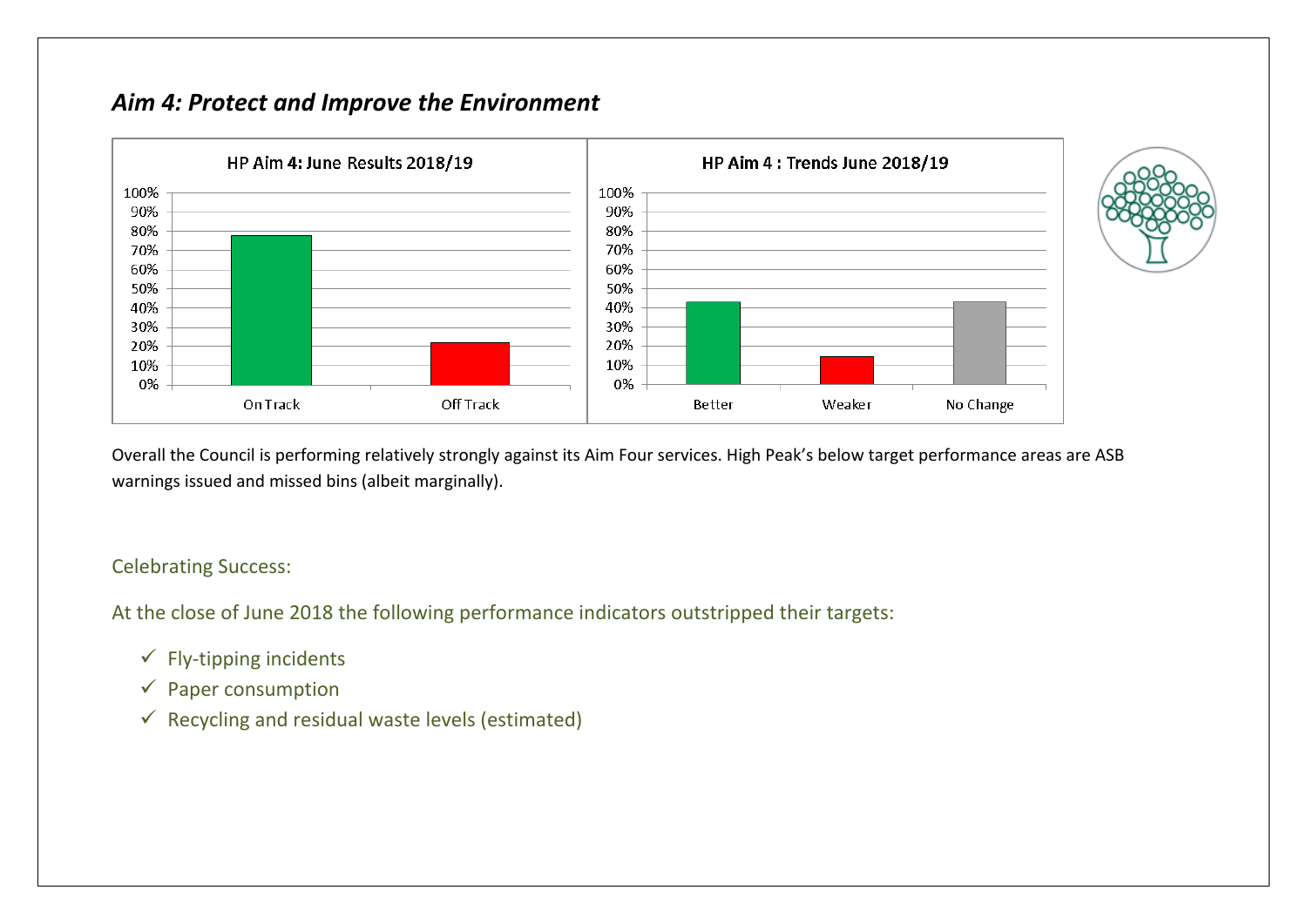## *Aim 4: Protect and Improve the Environment*

Overall the Council is performing relatively strongly against its Aim Four services. High Peak's below target performance areas are ASB warnings issued and missed bins (albeit marginally).

Celebrating Success:

At the close of June 2018 the following performance indicators outstripped their targets:

- ✓ Fly-tipping incidents
- ✓ Paper consumption
- ✓ Recycling and residual waste levels (estimated)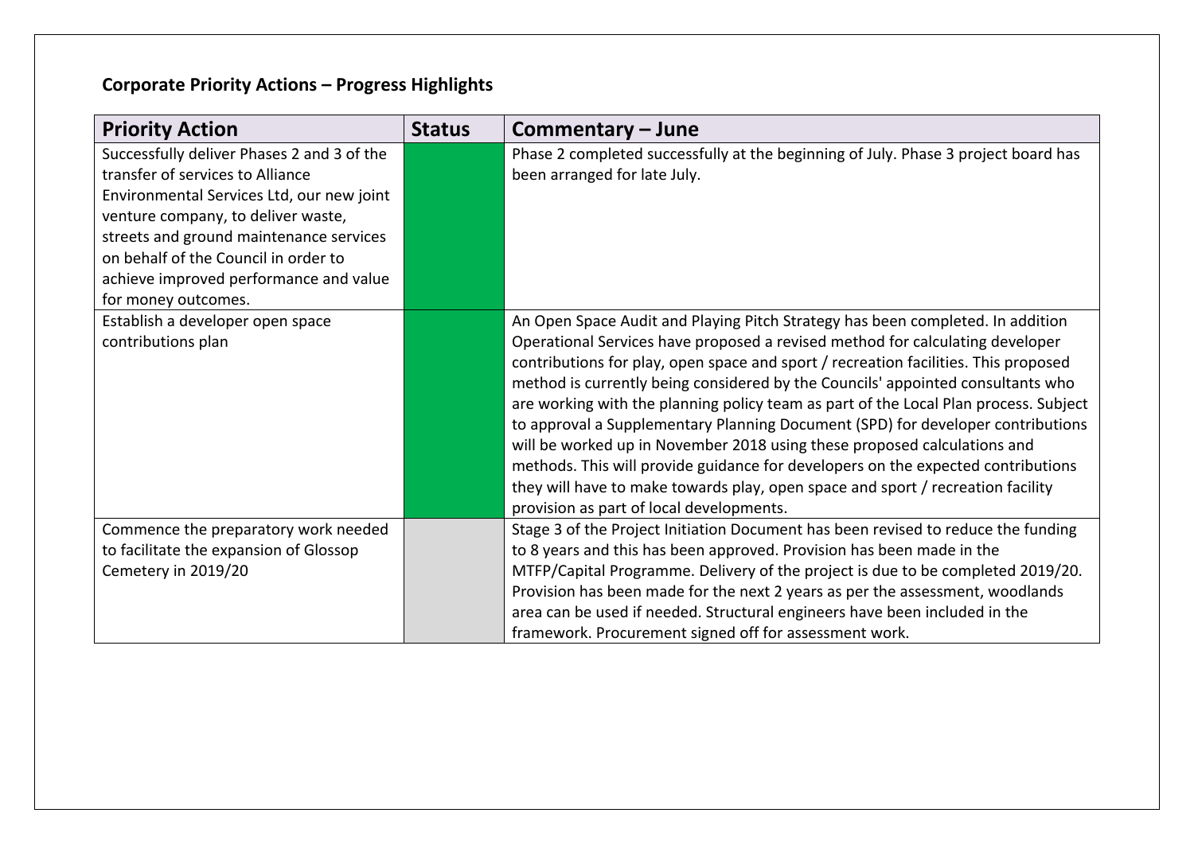**Corporate Priority Actions – Progress Highlights**

| Priority Action | Status | Commentary – June |
|---|---|---|
| Successfully deliver Phases 2 and 3 of the transfer of services to Alliance Environmental Services Ltd, our new joint venture company, to deliver waste, streets and ground maintenance services on behalf of the Council in order to achieve improved performance and value for money outcomes. | | Phase 2 completed successfully at the beginning of July. Phase 3 project board has been arranged for late July. |
| Establish a developer open space contributions plan | | An Open Space Audit and Playing Pitch Strategy has been completed. In addition Operational Services have proposed a revised method for calculating developer contributions for play, open space and sport / recreation facilities. This proposed method is currently being considered by the Councils' appointed consultants who are working with the planning policy team as part of the Local Plan process. Subject to approval a Supplementary Planning Document (SPD) for developer contributions will be worked up in November 2018 using these proposed calculations and methods. This will provide guidance for developers on the expected contributions they will have to make towards play, open space and sport / recreation facility provision as part of local developments. |
| Commence the preparatory work needed to facilitate the expansion of Glossop Cemetery in 2019/20 | | Stage 3 of the Project Initiation Document has been revised to reduce the funding to 8 years and this has been approved. Provision has been made in the MTFP/Capital Programme. Delivery of the project is due to be completed 2019/20. Provision has been made for the next 2 years as per the assessment, woodlands area can be used if needed. Structural engineers have been included in the framework. Procurement signed off for assessment work. |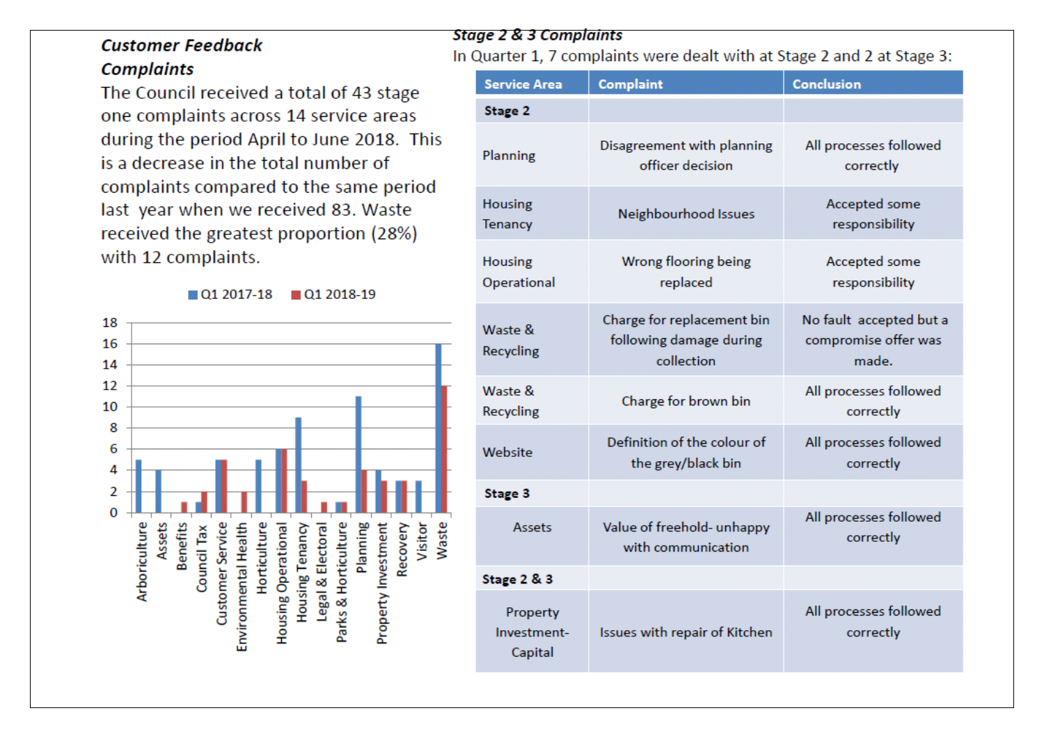## *Customer Feedback*

### *Complaints*

The Council received a total of 43 stage one complaints across 14 service areas during the period April to June 2018. This is a decrease in the total number of complaints compared to the same period last year when we received 83. Waste received the greatest proportion (28%) with 12 complaints.

| Service Area | Q1 2017-18 | Q1 2018-19 |
|---|---|---|
| Arboriculture | 5 | 0 |
| Assets | 4 | 0 |
| Benefits | 0 | 1 |
| Council Tax | 1 | 2 |
| Customer Service | 5 | 5 |
| Environmental Health | 0 | 2 |
| Horticulture | 5 | 0 |
| Housing Operational | 6 | 6 |
| Housing Tenancy | 9 | 3 |
| Legal & Electoral | 0 | 1 |
| Parks & Horticulture | 1 | 1 |
| Planning | 11 | 4 |
| Property Investment | 4 | 3 |
| Recovery | 3 | 3 |
| Visitor | 3 | 0 |
| Waste | 16 | 12 |

### *Stage 2 & 3 Complaints*

In Quarter 1, 7 complaints were dealt with at Stage 2 and 2 at Stage 3:

| Service Area | Complaint | Conclusion |
|---|---|---|
| **Stage 2** | | |
| Planning | Disagreement with planning officer decision | All processes followed correctly |
| Housing Tenancy | Neighbourhood Issues | Accepted some responsibility |
| Housing Operational | Wrong flooring being replaced | Accepted some responsibility |
| Waste & Recycling | Charge for replacement bin following damage during collection | No fault accepted but a compromise offer was made. |
| Waste & Recycling | Charge for brown bin | All processes followed correctly |
| Website | Definition of the colour of the grey/black bin | All processes followed correctly |
| **Stage 3** | | |
| Assets | Value of freehold- unhappy with communication | All processes followed correctly |
| **Stage 2 & 3** | | |
| Property Investment- Capital | Issues with repair of Kitchen | All processes followed correctly |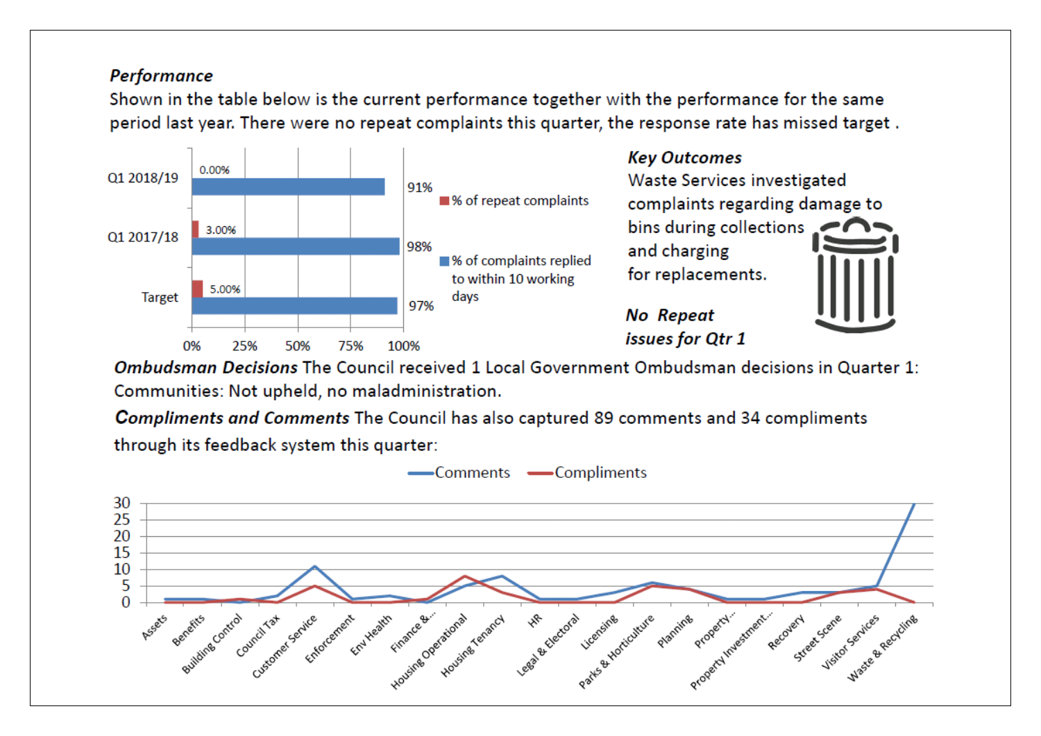***Performance***

Shown in the table below is the current performance together with the performance for the same period last year. There were no repeat complaints this quarter, the response rate has missed target .

| | % of repeat complaints | % of complaints replied to within 10 working days |
|---|---|---|
| Q1 2018/19 | 0.00% | 91% |
| Q1 2017/18 | 3.00% | 98% |
| Target | 5.00% | 97% |

***Key Outcomes***

Waste Services investigated complaints regarding damage to bins during collections and charging for replacements.

***No Repeat issues for Qtr 1***

***Ombudsman Decisions*** The Council received 1 Local Government Ombudsman decisions in Quarter 1: Communities: Not upheld, no maladministration.

***Compliments and Comments*** The Council has also captured 89 comments and 34 compliments through its feedback system this quarter:

| Service | Comments | Compliments |
|---|---|---|
| Assets | 1 | 0 |
| Benefits | 1 | 0 |
| Building Control | 0 | 1 |
| Council Tax | 2 | 0 |
| Customer Service | 11 | 5 |
| Enforcement | 1 | 0 |
| Env Health | 2 | 0 |
| Finance &... | 0 | 1 |
| Housing Operational | 5 | 8 |
| Housing Tenancy | 8 | 3 |
| HR | 1 | 0 |
| Legal & Electoral | 1 | 0 |
| Licensing | 3 | 0 |
| Parks & Horticulture | 6 | 5 |
| Planning | 4 | 4 |
| Property... | 1 | 0 |
| Property Investment... | 1 | 0 |
| Recovery | 3 | 0 |
| Street Scene | 3 | 3 |
| Visitor Services | 5 | 4 |
| Waste & Recycling | 30 | 0 |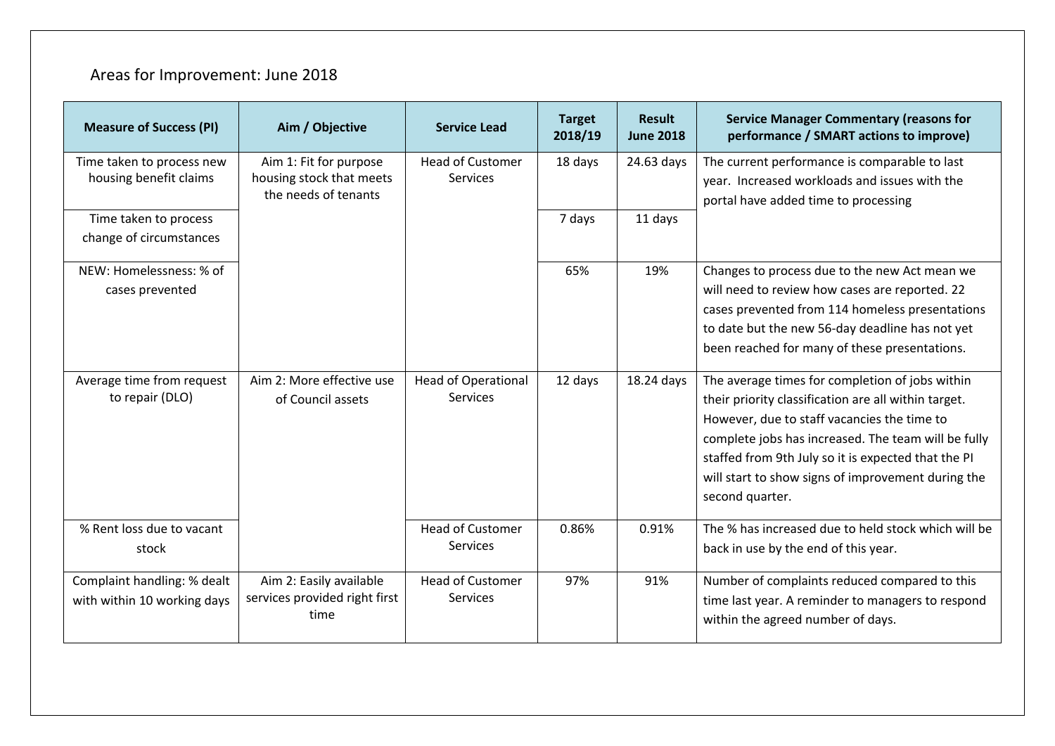## Areas for Improvement: June 2018

| Measure of Success (PI) | Aim / Objective | Service Lead | Target 2018/19 | Result June 2018 | Service Manager Commentary (reasons for performance / SMART actions to improve) |
|---|---|---|---|---|---|
| Time taken to process new housing benefit claims | Aim 1: Fit for purpose housing stock that meets the needs of tenants | Head of Customer Services | 18 days | 24.63 days | The current performance is comparable to last year. Increased workloads and issues with the portal have added time to processing |
| Time taken to process change of circumstances | | | 7 days | 11 days | |
| NEW: Homelessness: % of cases prevented | | | 65% | 19% | Changes to process due to the new Act mean we will need to review how cases are reported. 22 cases prevented from 114 homeless presentations to date but the new 56-day deadline has not yet been reached for many of these presentations. |
| Average time from request to repair (DLO) | Aim 2: More effective use of Council assets | Head of Operational Services | 12 days | 18.24 days | The average times for completion of jobs within their priority classification are all within target. However, due to staff vacancies the time to complete jobs has increased. The team will be fully staffed from 9th July so it is expected that the PI will start to show signs of improvement during the second quarter. |
| % Rent loss due to vacant stock | | Head of Customer Services | 0.86% | 0.91% | The % has increased due to held stock which will be back in use by the end of this year. |
| Complaint handling: % dealt with within 10 working days | Aim 2: Easily available services provided right first time | Head of Customer Services | 97% | 91% | Number of complaints reduced compared to this time last year. A reminder to managers to respond within the agreed number of days. |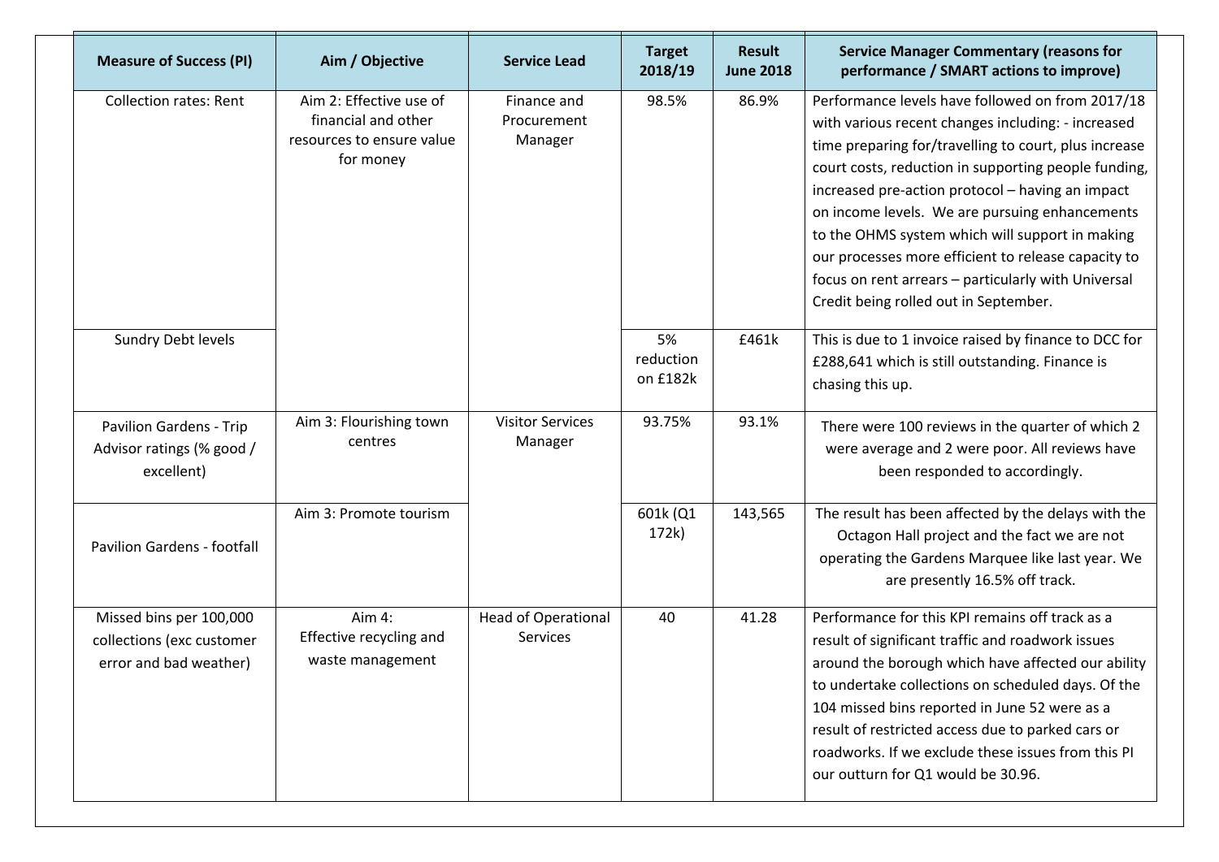| Measure of Success (PI) | Aim / Objective | Service Lead | Target 2018/19 | Result June 2018 | Service Manager Commentary (reasons for performance / SMART actions to improve) |
|---|---|---|---|---|---|
| Collection rates: Rent | Aim 2: Effective use of financial and other resources to ensure value for money | Finance and Procurement Manager | 98.5% | 86.9% | Performance levels have followed on from 2017/18 with various recent changes including: - increased time preparing for/travelling to court, plus increase court costs, reduction in supporting people funding, increased pre-action protocol – having an impact on income levels. We are pursuing enhancements to the OHMS system which will support in making our processes more efficient to release capacity to focus on rent arrears – particularly with Universal Credit being rolled out in September. |
| Sundry Debt levels | | | 5% reduction on £182k | £461k | This is due to 1 invoice raised by finance to DCC for £288,641 which is still outstanding. Finance is chasing this up. |
| Pavilion Gardens - Trip Advisor ratings (% good / excellent) | Aim 3: Flourishing town centres | Visitor Services Manager | 93.75% | 93.1% | There were 100 reviews in the quarter of which 2 were average and 2 were poor. All reviews have been responded to accordingly. |
| Pavilion Gardens - footfall | Aim 3: Promote tourism | | 601k (Q1 172k) | 143,565 | The result has been affected by the delays with the Octagon Hall project and the fact we are not operating the Gardens Marquee like last year. We are presently 16.5% off track. |
| Missed bins per 100,000 collections (exc customer error and bad weather) | Aim 4: Effective recycling and waste management | Head of Operational Services | 40 | 41.28 | Performance for this KPI remains off track as a result of significant traffic and roadwork issues around the borough which have affected our ability to undertake collections on scheduled days. Of the 104 missed bins reported in June 52 were as a result of restricted access due to parked cars or roadworks. If we exclude these issues from this PI our outturn for Q1 would be 30.96. |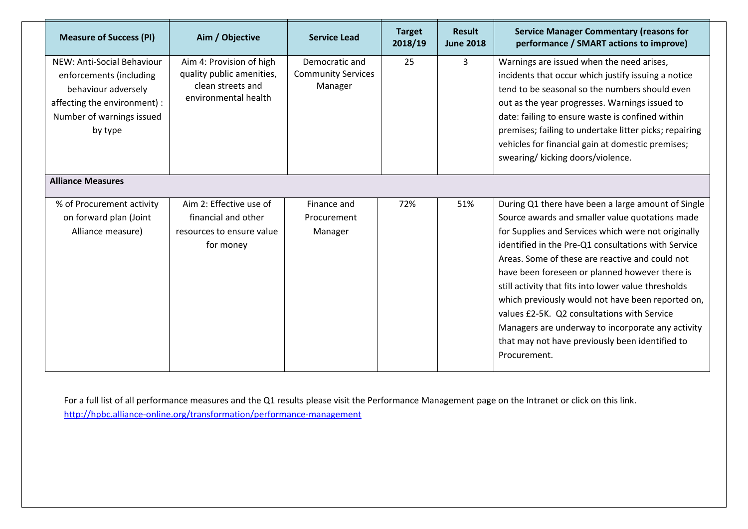| Measure of Success (PI) | Aim / Objective | Service Lead | Target 2018/19 | Result June 2018 | Service Manager Commentary (reasons for performance / SMART actions to improve) |
|---|---|---|---|---|---|
| NEW: Anti-Social Behaviour enforcements (including behaviour adversely affecting the environment) : Number of warnings issued by type | Aim 4: Provision of high quality public amenities, clean streets and environmental health | Democratic and Community Services Manager | 25 | 3 | Warnings are issued when the need arises, incidents that occur which justify issuing a notice tend to be seasonal so the numbers should even out as the year progresses. Warnings issued to date: failing to ensure waste is confined within premises; failing to undertake litter picks; repairing vehicles for financial gain at domestic premises; swearing/ kicking doors/violence. |
| **Alliance Measures** | | | | | |
| % of Procurement activity on forward plan (Joint Alliance measure) | Aim 2: Effective use of financial and other resources to ensure value for money | Finance and Procurement Manager | 72% | 51% | During Q1 there have been a large amount of Single Source awards and smaller value quotations made for Supplies and Services which were not originally identified in the Pre-Q1 consultations with Service Areas. Some of these are reactive and could not have been foreseen or planned however there is still activity that fits into lower value thresholds which previously would not have been reported on, values £2-5K. Q2 consultations with Service Managers are underway to incorporate any activity that may not have previously been identified to Procurement. |

For a full list of all performance measures and the Q1 results please visit the Performance Management page on the Intranet or click on this link.
[http://hpbc.alliance-online.org/transformation/performance-management](http://hpbc.alliance-online.org/transformation/performance-management)